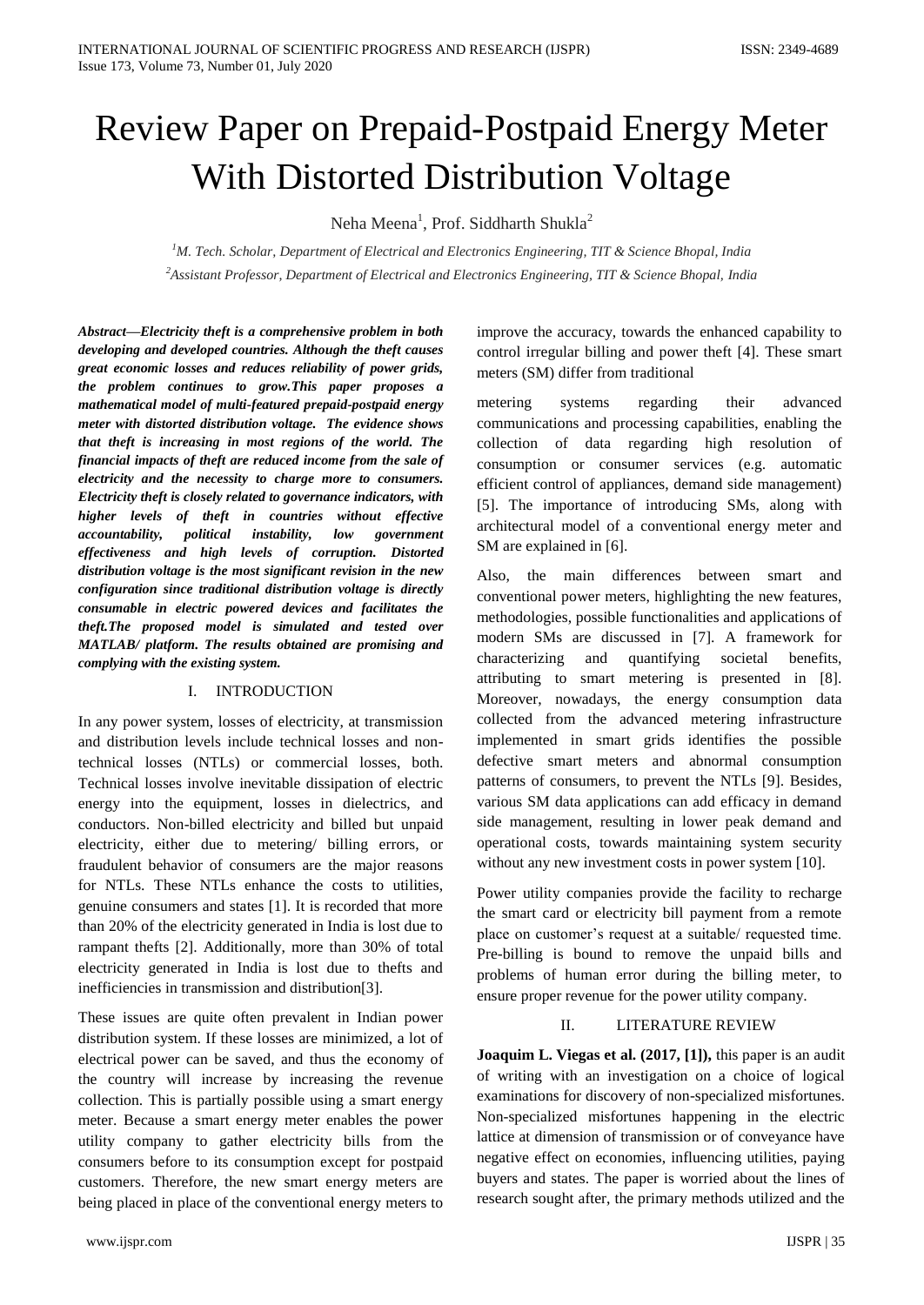# Review Paper on Prepaid-Postpaid Energy Meter With Distorted Distribution Voltage

Neha Meena[1], Prof. Siddharth Shukla[2]

[1]M. Tech. Scholar, Department of Electrical and Electronics Engineering, TIT & Science Bhopal, India

[2]Assistant Professor, Department of Electrical and Electronics Engineering, TIT & Science Bhopal, India

***Abstract*—*Electricity theft is a comprehensive problem in both developing and developed countries. Although the theft causes great economic losses and reduces reliability of power grids, the problem continues to grow.This paper proposes a mathematical model of multi-featured prepaid-postpaid energy meter with distorted distribution voltage. The evidence shows that theft is increasing in most regions of the world. The financial impacts of theft are reduced income from the sale of electricity and the necessity to charge more to consumers. Electricity theft is closely related to governance indicators, with higher levels of theft in countries without effective accountability, political instability, low government effectiveness and high levels of corruption. Distorted distribution voltage is the most significant revision in the new configuration since traditional distribution voltage is directly consumable in electric powered devices and facilitates the theft.The proposed model is simulated and tested over MATLAB/ platform. The results obtained are promising and complying with the existing system.***

## I. INTRODUCTION

In any power system, losses of electricity, at transmission and distribution levels include technical losses and non-technical losses (NTLs) or commercial losses, both. Technical losses involve inevitable dissipation of electric energy into the equipment, losses in dielectrics, and conductors. Non-billed electricity and billed but unpaid electricity, either due to metering/ billing errors, or fraudulent behavior of consumers are the major reasons for NTLs. These NTLs enhance the costs to utilities, genuine consumers and states [1]. It is recorded that more than 20% of the electricity generated in India is lost due to rampant thefts [2]. Additionally, more than 30% of total electricity generated in India is lost due to thefts and inefficiencies in transmission and distribution[3].

These issues are quite often prevalent in Indian power distribution system. If these losses are minimized, a lot of electrical power can be saved, and thus the economy of the country will increase by increasing the revenue collection. This is partially possible using a smart energy meter. Because a smart energy meter enables the power utility company to gather electricity bills from the consumers before to its consumption except for postpaid customers. Therefore, the new smart energy meters are being placed in place of the conventional energy meters to improve the accuracy, towards the enhanced capability to control irregular billing and power theft [4]. These smart meters (SM) differ from traditional

metering systems regarding their advanced communications and processing capabilities, enabling the collection of data regarding high resolution of consumption or consumer services (e.g. automatic efficient control of appliances, demand side management) [5]. The importance of introducing SMs, along with architectural model of a conventional energy meter and SM are explained in [6].

Also, the main differences between smart and conventional power meters, highlighting the new features, methodologies, possible functionalities and applications of modern SMs are discussed in [7]. A framework for characterizing and quantifying societal benefits, attributing to smart metering is presented in [8]. Moreover, nowadays, the energy consumption data collected from the advanced metering infrastructure implemented in smart grids identifies the possible defective smart meters and abnormal consumption patterns of consumers, to prevent the NTLs [9]. Besides, various SM data applications can add efficacy in demand side management, resulting in lower peak demand and operational costs, towards maintaining system security without any new investment costs in power system [10].

Power utility companies provide the facility to recharge the smart card or electricity bill payment from a remote place on customer's request at a suitable/ requested time. Pre-billing is bound to remove the unpaid bills and problems of human error during the billing meter, to ensure proper revenue for the power utility company.

## II. LITERATURE REVIEW

**Joaquim L. Viegas et al. (2017, [1]),** this paper is an audit of writing with an investigation on a choice of logical examinations for discovery of non-specialized misfortunes. Non-specialized misfortunes happening in the electric lattice at dimension of transmission or of conveyance have negative effect on economies, influencing utilities, paying buyers and states. The paper is worried about the lines of research sought after, the primary methods utilized and the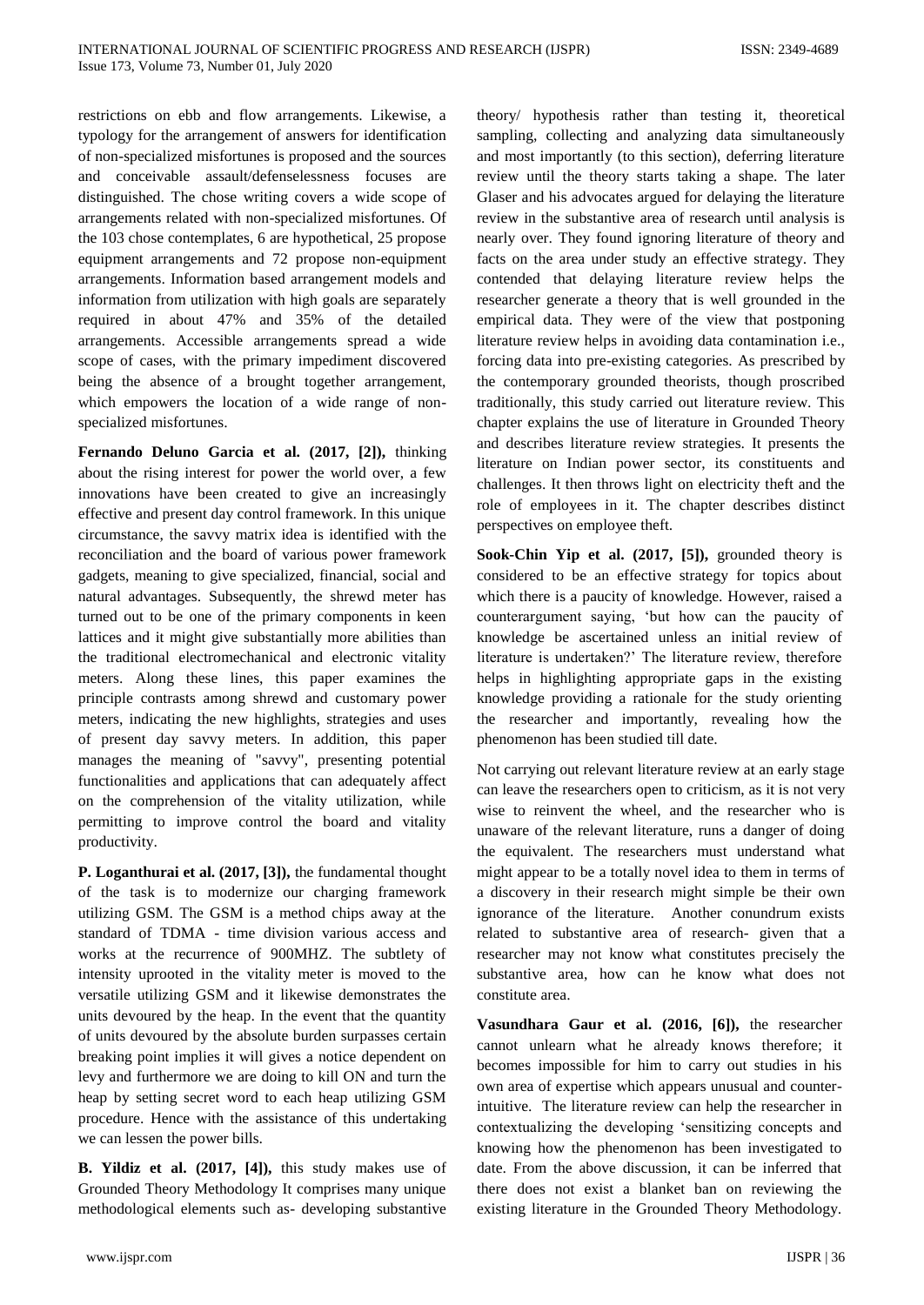restrictions on ebb and flow arrangements. Likewise, a typology for the arrangement of answers for identification of non-specialized misfortunes is proposed and the sources and conceivable assault/defenselessness focuses are distinguished. The chose writing covers a wide scope of arrangements related with non-specialized misfortunes. Of the 103 chose contemplates, 6 are hypothetical, 25 propose equipment arrangements and 72 propose non-equipment arrangements. Information based arrangement models and information from utilization with high goals are separately required in about 47% and 35% of the detailed arrangements. Accessible arrangements spread a wide scope of cases, with the primary impediment discovered being the absence of a brought together arrangement, which empowers the location of a wide range of non-specialized misfortunes.

**Fernando Deluno Garcia et al. (2017, [2]),** thinking about the rising interest for power the world over, a few innovations have been created to give an increasingly effective and present day control framework. In this unique circumstance, the savvy matrix idea is identified with the reconciliation and the board of various power framework gadgets, meaning to give specialized, financial, social and natural advantages. Subsequently, the shrewd meter has turned out to be one of the primary components in keen lattices and it might give substantially more abilities than the traditional electromechanical and electronic vitality meters. Along these lines, this paper examines the principle contrasts among shrewd and customary power meters, indicating the new highlights, strategies and uses of present day savvy meters. In addition, this paper manages the meaning of "savvy", presenting potential functionalities and applications that can adequately affect on the comprehension of the vitality utilization, while permitting to improve control the board and vitality productivity.

**P. Loganthurai et al. (2017, [3]),** the fundamental thought of the task is to modernize our charging framework utilizing GSM. The GSM is a method chips away at the standard of TDMA - time division various access and works at the recurrence of 900MHZ. The subtlety of intensity uprooted in the vitality meter is moved to the versatile utilizing GSM and it likewise demonstrates the units devoured by the heap. In the event that the quantity of units devoured by the absolute burden surpasses certain breaking point implies it will gives a notice dependent on levy and furthermore we are doing to kill ON and turn the heap by setting secret word to each heap utilizing GSM procedure. Hence with the assistance of this undertaking we can lessen the power bills.

**B. Yildiz et al. (2017, [4]),** this study makes use of Grounded Theory Methodology It comprises many unique methodological elements such as- developing substantive theory/ hypothesis rather than testing it, theoretical sampling, collecting and analyzing data simultaneously and most importantly (to this section), deferring literature review until the theory starts taking a shape. The later Glaser and his advocates argued for delaying the literature review in the substantive area of research until analysis is nearly over. They found ignoring literature of theory and facts on the area under study an effective strategy. They contended that delaying literature review helps the researcher generate a theory that is well grounded in the empirical data. They were of the view that postponing literature review helps in avoiding data contamination i.e., forcing data into pre-existing categories. As prescribed by the contemporary grounded theorists, though proscribed traditionally, this study carried out literature review. This chapter explains the use of literature in Grounded Theory and describes literature review strategies. It presents the literature on Indian power sector, its constituents and challenges. It then throws light on electricity theft and the role of employees in it. The chapter describes distinct perspectives on employee theft.

**Sook-Chin Yip et al. (2017, [5]),** grounded theory is considered to be an effective strategy for topics about which there is a paucity of knowledge. However, raised a counterargument saying, 'but how can the paucity of knowledge be ascertained unless an initial review of literature is undertaken?' The literature review, therefore helps in highlighting appropriate gaps in the existing knowledge providing a rationale for the study orienting the researcher and importantly, revealing how the phenomenon has been studied till date.

Not carrying out relevant literature review at an early stage can leave the researchers open to criticism, as it is not very wise to reinvent the wheel, and the researcher who is unaware of the relevant literature, runs a danger of doing the equivalent. The researchers must understand what might appear to be a totally novel idea to them in terms of a discovery in their research might simple be their own ignorance of the literature. Another conundrum exists related to substantive area of research- given that a researcher may not know what constitutes precisely the substantive area, how can he know what does not constitute area.

**Vasundhara Gaur et al. (2016, [6]),** the researcher cannot unlearn what he already knows therefore; it becomes impossible for him to carry out studies in his own area of expertise which appears unusual and counter-intuitive. The literature review can help the researcher in contextualizing the developing 'sensitizing concepts and knowing how the phenomenon has been investigated to date. From the above discussion, it can be inferred that there does not exist a blanket ban on reviewing the existing literature in the Grounded Theory Methodology.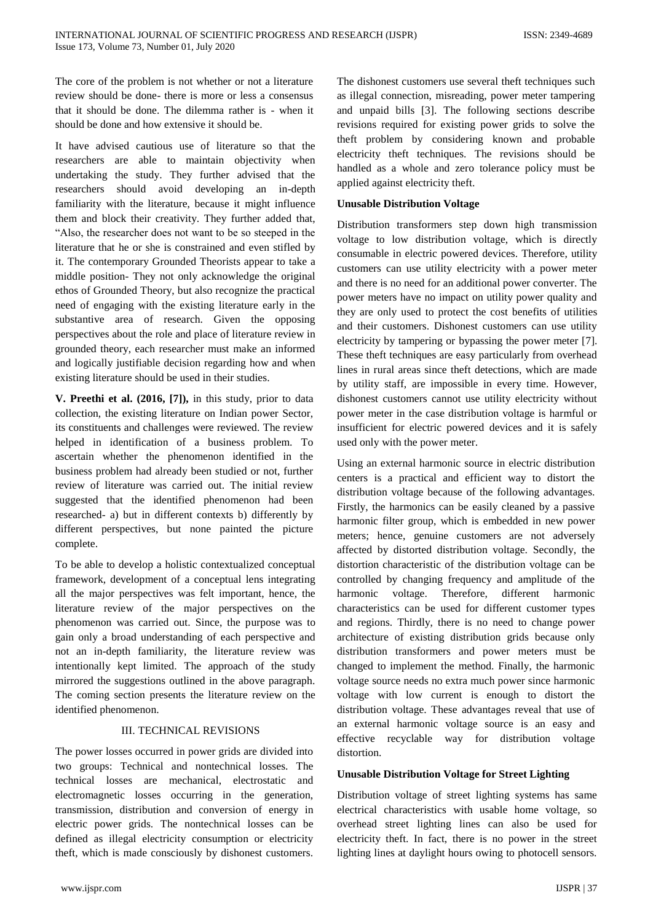The core of the problem is not whether or not a literature review should be done- there is more or less a consensus that it should be done. The dilemma rather is - when it should be done and how extensive it should be.

It have advised cautious use of literature so that the researchers are able to maintain objectivity when undertaking the study. They further advised that the researchers should avoid developing an in-depth familiarity with the literature, because it might influence them and block their creativity. They further added that, "Also, the researcher does not want to be so steeped in the literature that he or she is constrained and even stifled by it. The contemporary Grounded Theorists appear to take a middle position- They not only acknowledge the original ethos of Grounded Theory, but also recognize the practical need of engaging with the existing literature early in the substantive area of research. Given the opposing perspectives about the role and place of literature review in grounded theory, each researcher must make an informed and logically justifiable decision regarding how and when existing literature should be used in their studies.

**V. Preethi et al. (2016, [7]),** in this study, prior to data collection, the existing literature on Indian power Sector, its constituents and challenges were reviewed. The review helped in identification of a business problem. To ascertain whether the phenomenon identified in the business problem had already been studied or not, further review of literature was carried out. The initial review suggested that the identified phenomenon had been researched- a) but in different contexts b) differently by different perspectives, but none painted the picture complete.

To be able to develop a holistic contextualized conceptual framework, development of a conceptual lens integrating all the major perspectives was felt important, hence, the literature review of the major perspectives on the phenomenon was carried out. Since, the purpose was to gain only a broad understanding of each perspective and not an in-depth familiarity, the literature review was intentionally kept limited. The approach of the study mirrored the suggestions outlined in the above paragraph. The coming section presents the literature review on the identified phenomenon.

## III. TECHNICAL REVISIONS

The power losses occurred in power grids are divided into two groups: Technical and nontechnical losses. The technical losses are mechanical, electrostatic and electromagnetic losses occurring in the generation, transmission, distribution and conversion of energy in electric power grids. The nontechnical losses can be defined as illegal electricity consumption or electricity theft, which is made consciously by dishonest customers. The dishonest customers use several theft techniques such as illegal connection, misreading, power meter tampering and unpaid bills [3]. The following sections describe revisions required for existing power grids to solve the theft problem by considering known and probable electricity theft techniques. The revisions should be handled as a whole and zero tolerance policy must be applied against electricity theft.

### Unusable Distribution Voltage

Distribution transformers step down high transmission voltage to low distribution voltage, which is directly consumable in electric powered devices. Therefore, utility customers can use utility electricity with a power meter and there is no need for an additional power converter. The power meters have no impact on utility power quality and they are only used to protect the cost benefits of utilities and their customers. Dishonest customers can use utility electricity by tampering or bypassing the power meter [7]. These theft techniques are easy particularly from overhead lines in rural areas since theft detections, which are made by utility staff, are impossible in every time. However, dishonest customers cannot use utility electricity without power meter in the case distribution voltage is harmful or insufficient for electric powered devices and it is safely used only with the power meter.

Using an external harmonic source in electric distribution centers is a practical and efficient way to distort the distribution voltage because of the following advantages. Firstly, the harmonics can be easily cleaned by a passive harmonic filter group, which is embedded in new power meters; hence, genuine customers are not adversely affected by distorted distribution voltage. Secondly, the distortion characteristic of the distribution voltage can be controlled by changing frequency and amplitude of the harmonic voltage. Therefore, different harmonic characteristics can be used for different customer types and regions. Thirdly, there is no need to change power architecture of existing distribution grids because only distribution transformers and power meters must be changed to implement the method. Finally, the harmonic voltage source needs no extra much power since harmonic voltage with low current is enough to distort the distribution voltage. These advantages reveal that use of an external harmonic voltage source is an easy and effective recyclable way for distribution voltage distortion.

### Unusable Distribution Voltage for Street Lighting

Distribution voltage of street lighting systems has same electrical characteristics with usable home voltage, so overhead street lighting lines can also be used for electricity theft. In fact, there is no power in the street lighting lines at daylight hours owing to photocell sensors.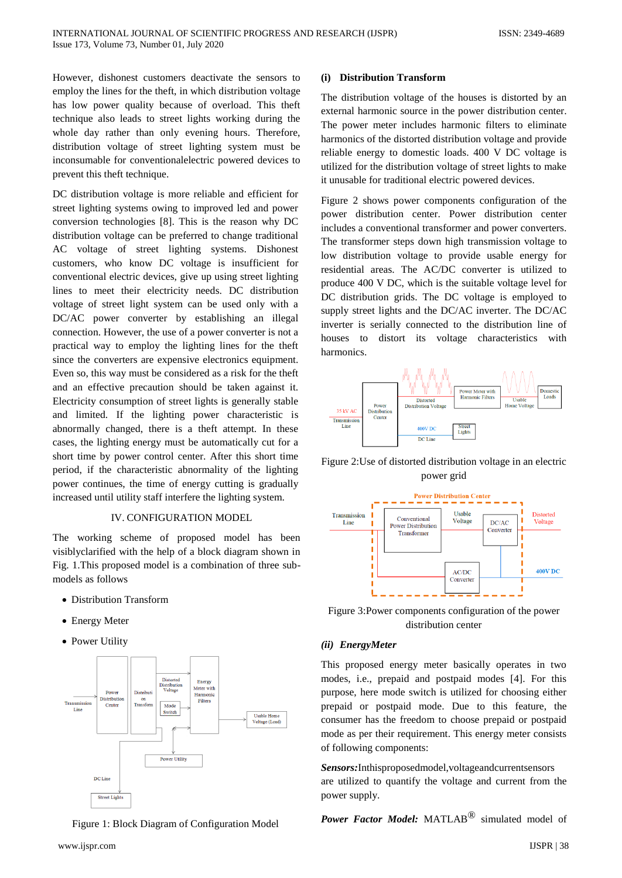However, dishonest customers deactivate the sensors to employ the lines for the theft, in which distribution voltage has low power quality because of overload. This theft technique also leads to street lights working during the whole day rather than only evening hours. Therefore, distribution voltage of street lighting system must be inconsumable for conventionalelectric powered devices to prevent this theft technique.

DC distribution voltage is more reliable and efficient for street lighting systems owing to improved led and power conversion technologies [8]. This is the reason why DC distribution voltage can be preferred to change traditional AC voltage of street lighting systems. Dishonest customers, who know DC voltage is insufficient for conventional electric devices, give up using street lighting lines to meet their electricity needs. DC distribution voltage of street light system can be used only with a DC/AC power converter by establishing an illegal connection. However, the use of a power converter is not a practical way to employ the lighting lines for the theft since the converters are expensive electronics equipment. Even so, this way must be considered as a risk for the theft and an effective precaution should be taken against it. Electricity consumption of street lights is generally stable and limited. If the lighting power characteristic is abnormally changed, there is a theft attempt. In these cases, the lighting energy must be automatically cut for a short time by power control center. After this short time period, if the characteristic abnormality of the lighting power continues, the time of energy cutting is gradually increased until utility staff interfere the lighting system.

## IV. CONFIGURATION MODEL

The working scheme of proposed model has been visiblyclarified with the help of a block diagram shown in Fig. 1.This proposed model is a combination of three sub-models as follows

- Distribution Transform
- Energy Meter
- Power Utility

Figure 1: Block Diagram of Configuration Model

### (i) Distribution Transform

The distribution voltage of the houses is distorted by an external harmonic source in the power distribution center. The power meter includes harmonic filters to eliminate harmonics of the distorted distribution voltage and provide reliable energy to domestic loads. 400 V DC voltage is utilized for the distribution voltage of street lights to make it unusable for traditional electric powered devices.

Figure 2 shows power components configuration of the power distribution center. Power distribution center includes a conventional transformer and power converters. The transformer steps down high transmission voltage to low distribution voltage to provide usable energy for residential areas. The AC/DC converter is utilized to produce 400 V DC, which is the suitable voltage level for DC distribution grids. The DC voltage is employed to supply street lights and the DC/AC inverter. The DC/AC inverter is serially connected to the distribution line of houses to distort its voltage characteristics with harmonics.

Figure 2:Use of distorted distribution voltage in an electric power grid

Figure 3:Power components configuration of the power distribution center

### (ii) *EnergyMeter*

This proposed energy meter basically operates in two modes, i.e., prepaid and postpaid modes [4]. For this purpose, here mode switch is utilized for choosing either prepaid or postpaid mode. Due to this feature, the consumer has the freedom to choose prepaid or postpaid mode as per their requirement. This energy meter consists of following components:

***Sensors:***Inthisproposedmodel,voltageandcurrentsensors are utilized to quantify the voltage and current from the power supply.

***Power Factor Model:*** MATLAB® simulated model of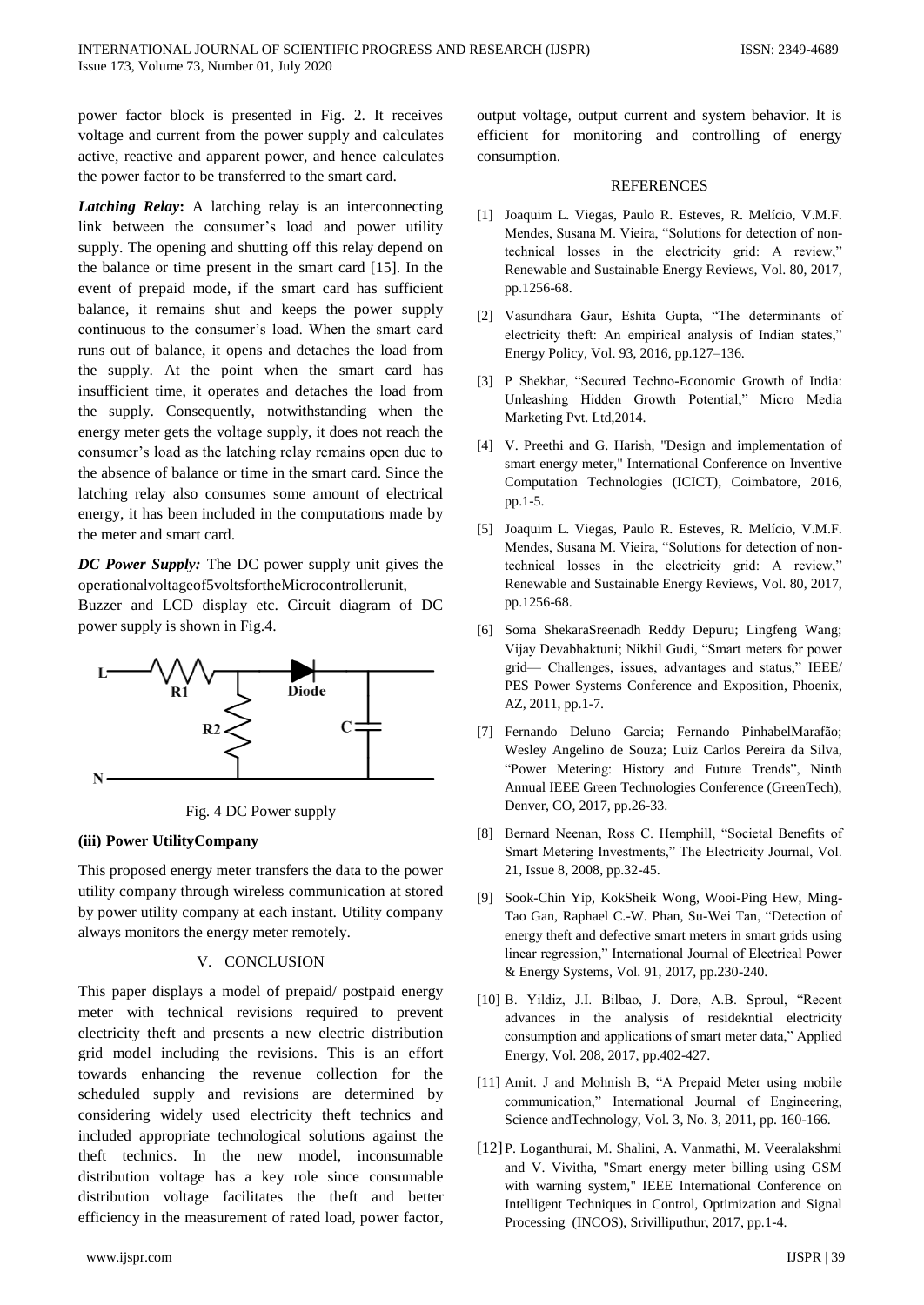power factor block is presented in Fig. 2. It receives voltage and current from the power supply and calculates active, reactive and apparent power, and hence calculates the power factor to be transferred to the smart card.

***Latching Relay*:** A latching relay is an interconnecting link between the consumer's load and power utility supply. The opening and shutting off this relay depend on the balance or time present in the smart card [15]. In the event of prepaid mode, if the smart card has sufficient balance, it remains shut and keeps the power supply continuous to the consumer's load. When the smart card runs out of balance, it opens and detaches the load from the supply. At the point when the smart card has insufficient time, it operates and detaches the load from the supply. Consequently, notwithstanding when the energy meter gets the voltage supply, it does not reach the consumer's load as the latching relay remains open due to the absence of balance or time in the smart card. Since the latching relay also consumes some amount of electrical energy, it has been included in the computations made by the meter and smart card.

***DC Power Supply:*** The DC power supply unit gives the operationalvoltageof5voltsfortheMicrocontrollerunit, Buzzer and LCD display etc. Circuit diagram of DC power supply is shown in Fig.4.

L
R1
Diode
R2
C
N

Fig. 4 DC Power supply

**(iii) Power UtilityCompany**

This proposed energy meter transfers the data to the power utility company through wireless communication at stored by power utility company at each instant. Utility company always monitors the energy meter remotely.

## V. CONCLUSION

This paper displays a model of prepaid/ postpaid energy meter with technical revisions required to prevent electricity theft and presents a new electric distribution grid model including the revisions. This is an effort towards enhancing the revenue collection for the scheduled supply and revisions are determined by considering widely used electricity theft technics and included appropriate technological solutions against the theft technics. In the new model, inconsumable distribution voltage has a key role since consumable distribution voltage facilitates the theft and better efficiency in the measurement of rated load, power factor, output voltage, output current and system behavior. It is efficient for monitoring and controlling of energy consumption.

## REFERENCES

[1] Joaquim L. Viegas, Paulo R. Esteves, R. Melício, V.M.F. Mendes, Susana M. Vieira, "Solutions for detection of non-technical losses in the electricity grid: A review," Renewable and Sustainable Energy Reviews, Vol. 80, 2017, pp.1256-68.

[2] Vasundhara Gaur, Eshita Gupta, "The determinants of electricity theft: An empirical analysis of Indian states," Energy Policy, Vol. 93, 2016, pp.127–136.

[3] P Shekhar, "Secured Techno-Economic Growth of India: Unleashing Hidden Growth Potential," Micro Media Marketing Pvt. Ltd,2014.

[4] V. Preethi and G. Harish, "Design and implementation of smart energy meter," International Conference on Inventive Computation Technologies (ICICT), Coimbatore, 2016, pp.1-5.

[5] Joaquim L. Viegas, Paulo R. Esteves, R. Melício, V.M.F. Mendes, Susana M. Vieira, "Solutions for detection of non-technical losses in the electricity grid: A review," Renewable and Sustainable Energy Reviews, Vol. 80, 2017, pp.1256-68.

[6] Soma ShekaraSreenadh Reddy Depuru; Lingfeng Wang; Vijay Devabhaktuni; Nikhil Gudi, "Smart meters for power grid— Challenges, issues, advantages and status," IEEE/ PES Power Systems Conference and Exposition, Phoenix, AZ, 2011, pp.1-7.

[7] Fernando Deluno Garcia; Fernando PinhabelMarafão; Wesley Angelino de Souza; Luiz Carlos Pereira da Silva, "Power Metering: History and Future Trends", Ninth Annual IEEE Green Technologies Conference (GreenTech), Denver, CO, 2017, pp.26-33.

[8] Bernard Neenan, Ross C. Hemphill, "Societal Benefits of Smart Metering Investments," The Electricity Journal, Vol. 21, Issue 8, 2008, pp.32-45.

[9] Sook-Chin Yip, KokSheik Wong, Wooi-Ping Hew, Ming-Tao Gan, Raphael C.-W. Phan, Su-Wei Tan, "Detection of energy theft and defective smart meters in smart grids using linear regression," International Journal of Electrical Power & Energy Systems, Vol. 91, 2017, pp.230-240.

[10] B. Yildiz, J.I. Bilbao, J. Dore, A.B. Sproul, "Recent advances in the analysis of residekntial electricity consumption and applications of smart meter data," Applied Energy, Vol. 208, 2017, pp.402-427.

[11] Amit. J and Mohnish B, "A Prepaid Meter using mobile communication," International Journal of Engineering, Science andTechnology, Vol. 3, No. 3, 2011, pp. 160-166.

[12] P. Loganthurai, M. Shalini, A. Vanmathi, M. Veeralakshmi and V. Vivitha, "Smart energy meter billing using GSM with warning system," IEEE International Conference on Intelligent Techniques in Control, Optimization and Signal Processing (INCOS), Srivilliputhur, 2017, pp.1-4.